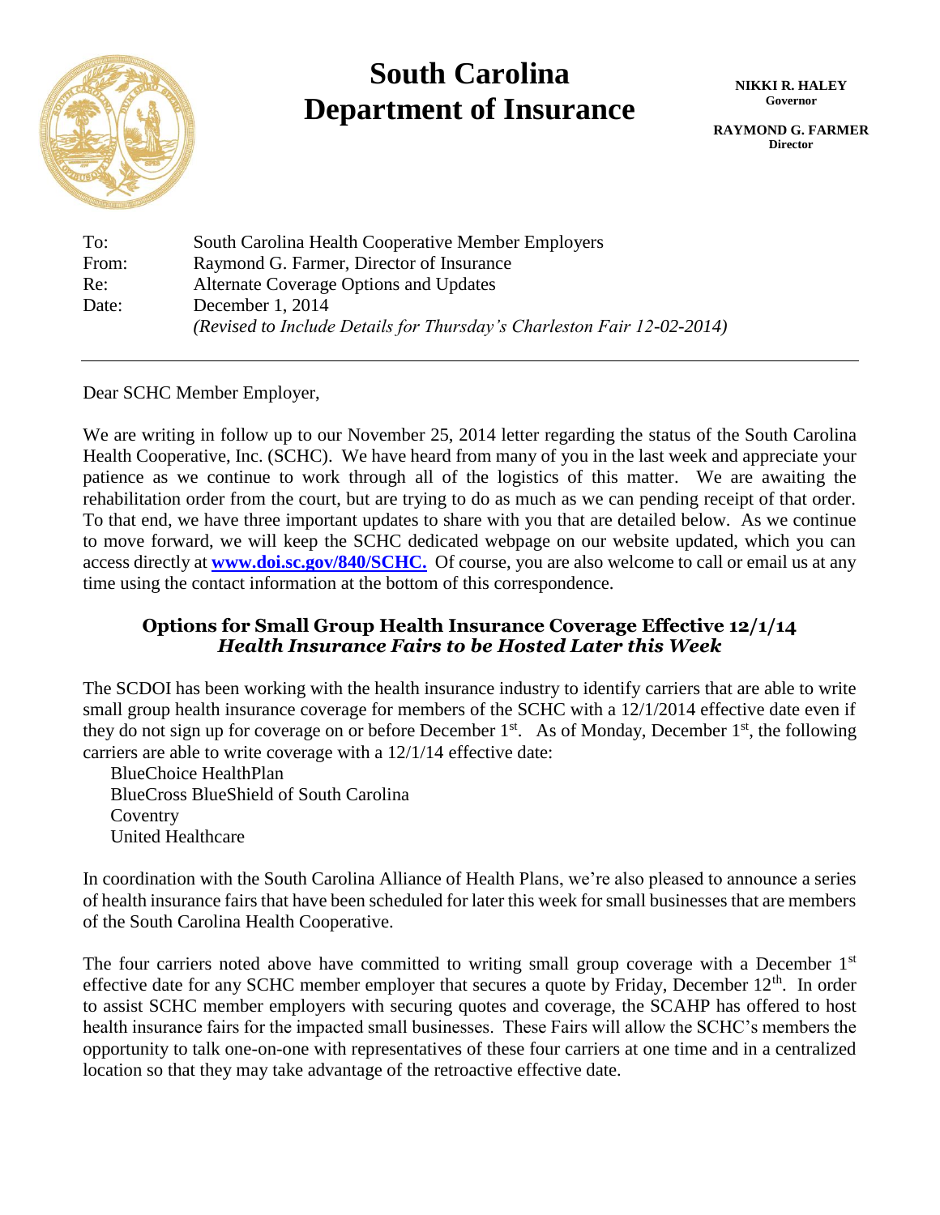# South Carolina Department of Insurance

**NIKKI R. HALEY**
**Governor**

**RAYMOND G. FARMER**
**Director**

To: South Carolina Health Cooperative Member Employers
From: Raymond G. Farmer, Director of Insurance
Re: Alternate Coverage Options and Updates
Date: December 1, 2014
*(Revised to Include Details for Thursday's Charleston Fair 12-02-2014)*

---

Dear SCHC Member Employer,

We are writing in follow up to our November 25, 2014 letter regarding the status of the South Carolina Health Cooperative, Inc. (SCHC). We have heard from many of you in the last week and appreciate your patience as we continue to work through all of the logistics of this matter. We are awaiting the rehabilitation order from the court, but are trying to do as much as we can pending receipt of that order. To that end, we have three important updates to share with you that are detailed below. As we continue to move forward, we will keep the SCHC dedicated webpage on our website updated, which you can access directly at **[www.doi.sc.gov/840/SCHC.](www.doi.sc.gov/840/SCHC)** Of course, you are also welcome to call or email us at any time using the contact information at the bottom of this correspondence.

## Options for Small Group Health Insurance Coverage Effective 12/1/14
### *Health Insurance Fairs to be Hosted Later this Week*

The SCDOI has been working with the health insurance industry to identify carriers that are able to write small group health insurance coverage for members of the SCHC with a 12/1/2014 effective date even if they do not sign up for coverage on or before December 1st. As of Monday, December 1st, the following carriers are able to write coverage with a 12/1/14 effective date:

BlueChoice HealthPlan
BlueCross BlueShield of South Carolina
Coventry
United Healthcare

In coordination with the South Carolina Alliance of Health Plans, we're also pleased to announce a series of health insurance fairs that have been scheduled for later this week for small businesses that are members of the South Carolina Health Cooperative.

The four carriers noted above have committed to writing small group coverage with a December 1st effective date for any SCHC member employer that secures a quote by Friday, December 12th. In order to assist SCHC member employers with securing quotes and coverage, the SCAHP has offered to host health insurance fairs for the impacted small businesses. These Fairs will allow the SCHC's members the opportunity to talk one-on-one with representatives of these four carriers at one time and in a centralized location so that they may take advantage of the retroactive effective date.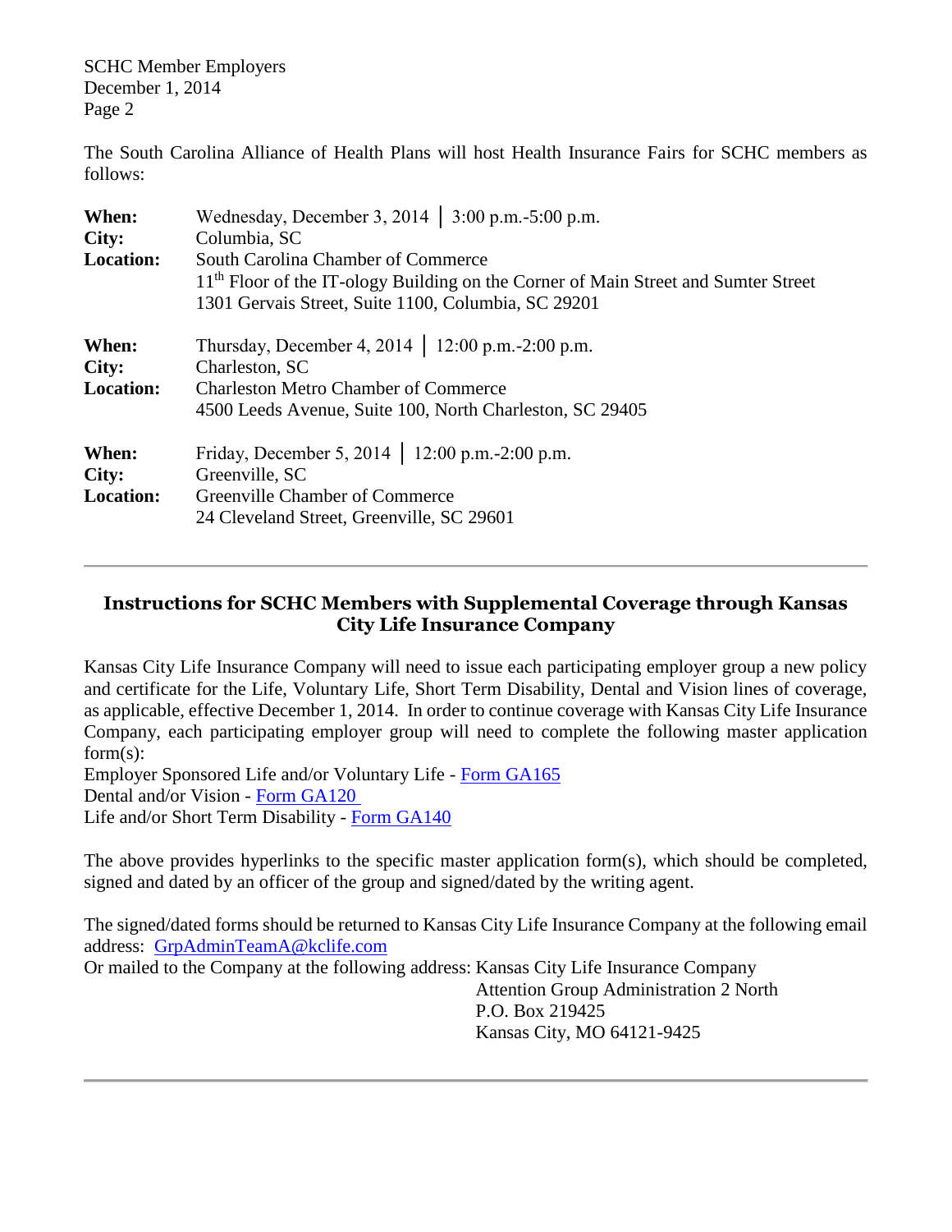The South Carolina Alliance of Health Plans will host Health Insurance Fairs for SCHC members as follows:

**When:** Wednesday, December 3, 2014 │ 3:00 p.m.-5:00 p.m.
**City:** Columbia, SC
**Location:** South Carolina Chamber of Commerce
11th Floor of the IT-ology Building on the Corner of Main Street and Sumter Street
1301 Gervais Street, Suite 1100, Columbia, SC 29201

**When:** Thursday, December 4, 2014 │ 12:00 p.m.-2:00 p.m.
**City:** Charleston, SC
**Location:** Charleston Metro Chamber of Commerce
4500 Leeds Avenue, Suite 100, North Charleston, SC 29405

**When:** Friday, December 5, 2014 │ 12:00 p.m.-2:00 p.m.
**City:** Greenville, SC
**Location:** Greenville Chamber of Commerce
24 Cleveland Street, Greenville, SC 29601

---

## Instructions for SCHC Members with Supplemental Coverage through Kansas City Life Insurance Company

Kansas City Life Insurance Company will need to issue each participating employer group a new policy and certificate for the Life, Voluntary Life, Short Term Disability, Dental and Vision lines of coverage, as applicable, effective December 1, 2014. In order to continue coverage with Kansas City Life Insurance Company, each participating employer group will need to complete the following master application form(s):

Employer Sponsored Life and/or Voluntary Life - Form GA165
Dental and/or Vision - Form GA120
Life and/or Short Term Disability - Form GA140

The above provides hyperlinks to the specific master application form(s), which should be completed, signed and dated by an officer of the group and signed/dated by the writing agent.

The signed/dated forms should be returned to Kansas City Life Insurance Company at the following email address: GrpAdminTeamA@kclife.com

Or mailed to the Company at the following address: Kansas City Life Insurance Company
Attention Group Administration 2 North
P.O. Box 219425
Kansas City, MO 64121-9425

---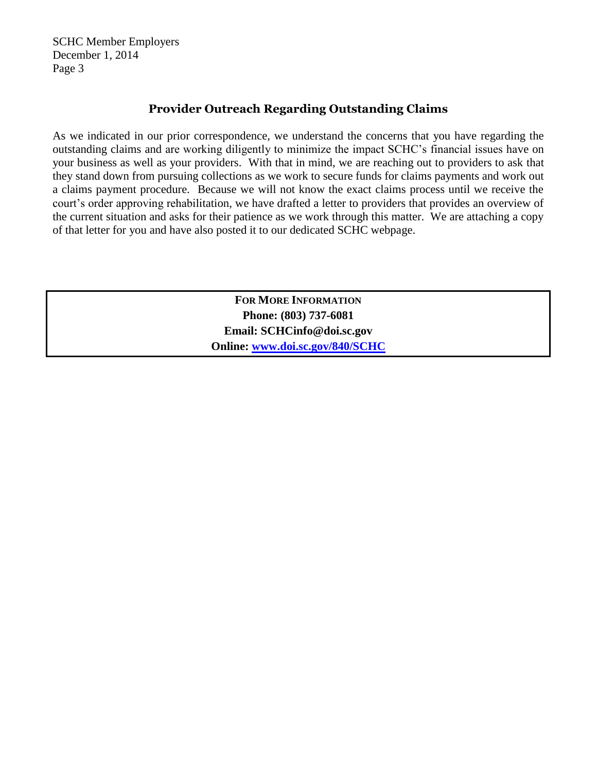## Provider Outreach Regarding Outstanding Claims

As we indicated in our prior correspondence, we understand the concerns that you have regarding the outstanding claims and are working diligently to minimize the impact SCHC's financial issues have on your business as well as your providers. With that in mind, we are reaching out to providers to ask that they stand down from pursuing collections as we work to secure funds for claims payments and work out a claims payment procedure. Because we will not know the exact claims process until we receive the court's order approving rehabilitation, we have drafted a letter to providers that provides an overview of the current situation and asks for their patience as we work through this matter. We are attaching a copy of that letter for you and have also posted it to our dedicated SCHC webpage.

**FOR MORE INFORMATION**
**Phone: (803) 737-6081**
**Email: SCHCinfo@doi.sc.gov**
**Online: [www.doi.sc.gov/840/SCHC](http://www.doi.sc.gov/840/SCHC)**